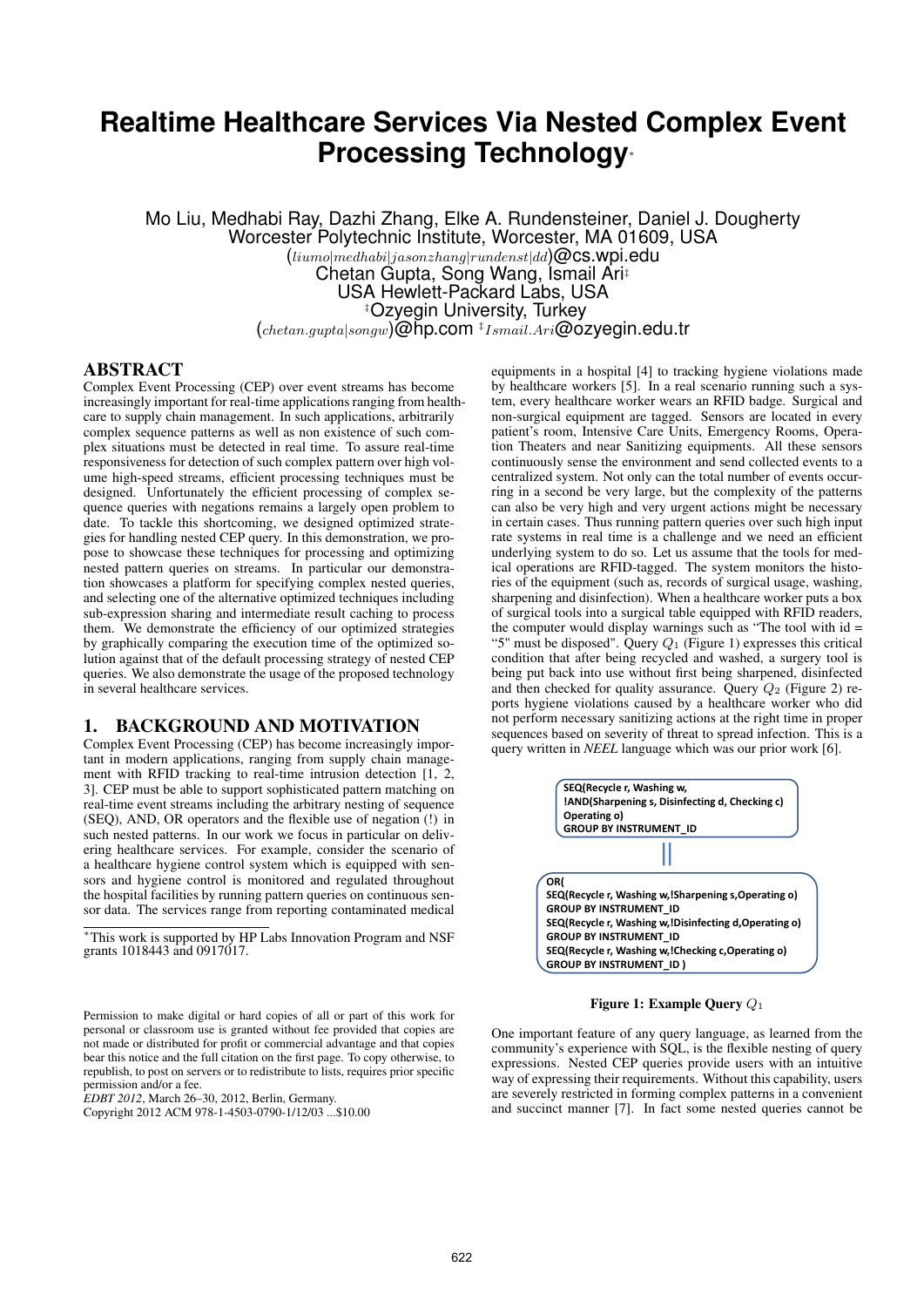# Realtime Healthcare Services Via Nested Complex Event Processing Technology*

Mo Liu, Medhabi Ray, Dazhi Zhang, Elke A. Rundensteiner, Daniel J. Dougherty
Worcester Polytechnic Institute, Worcester, MA 01609, USA
(liumo|medhabi|jasonzhang|rundenst|dd)@cs.wpi.edu
Chetan Gupta, Song Wang, Ismail Ari‡
USA Hewlett-Packard Labs, USA
‡Ozyegin University, Turkey
(chetan.gupta|songw)@hp.com ‡Ismail.Ari@ozyegin.edu.tr

## ABSTRACT

Complex Event Processing (CEP) over event streams has become increasingly important for real-time applications ranging from healthcare to supply chain management. In such applications, arbitrarily complex sequence patterns as well as non existence of such complex situations must be detected in real time. To assure real-time responsiveness for detection of such complex pattern over high volume high-speed streams, efficient processing techniques must be designed. Unfortunately the efficient processing of complex sequence queries with negations remains a largely open problem to date. To tackle this shortcoming, we designed optimized strategies for handling nested CEP query. In this demonstration, we propose to showcase these techniques for processing and optimizing nested pattern queries on streams. In particular our demonstration showcases a platform for specifying complex nested queries, and selecting one of the alternative optimized techniques including sub-expression sharing and intermediate result caching to process them. We demonstrate the efficiency of our optimized strategies by graphically comparing the execution time of the optimized solution against that of the default processing strategy of nested CEP queries. We also demonstrate the usage of the proposed technology in several healthcare services.

## 1. BACKGROUND AND MOTIVATION

Complex Event Processing (CEP) has become increasingly important in modern applications, ranging from supply chain management with RFID tracking to real-time intrusion detection [1, 2, 3]. CEP must be able to support sophisticated pattern matching on real-time event streams including the arbitrary nesting of sequence (SEQ), AND, OR operators and the flexible use of negation (!) in such nested patterns. In our work we focus in particular on delivering healthcare services. For example, consider the scenario of a healthcare hygiene control system which is equipped with sensors and hygiene control is monitored and regulated throughout the hospital facilities by running pattern queries on continuous sensor data. The services range from reporting contaminated medical equipments in a hospital [4] to tracking hygiene violations made by healthcare workers [5]. In a real scenario running such a system, every healthcare worker wears an RFID badge. Surgical and non-surgical equipment are tagged. Sensors are located in every patient's room, Intensive Care Units, Emergency Rooms, Operation Theaters and near Sanitizing equipments. All these sensors continuously sense the environment and send collected events to a centralized system. Not only can the total number of events occurring in a second be very large, but the complexity of the patterns can also be very high and very urgent actions might be necessary in certain cases. Thus running pattern queries over such high input rate systems in real time is a challenge and we need an efficient underlying system to do so. Let us assume that the tools for medical operations are RFID-tagged. The system monitors the histories of the equipment (such as, records of surgical usage, washing, sharpening and disinfection). When a healthcare worker puts a box of surgical tools into a surgical table equipped with RFID readers, the computer would display warnings such as "The tool with id = "5" must be disposed". Query $Q_1$ (Figure 1) expresses this critical condition that after being recycled and washed, a surgery tool is being put back into use without first being sharpened, disinfected and then checked for quality assurance. Query $Q_2$ (Figure 2) reports hygiene violations caused by a healthcare worker who did not perform necessary sanitizing actions at the right time in proper sequences based on severity of threat to spread infection. This is a query written in *NEEL* language which was our prior work [6].

```
SEQ(Recycle r, Washing w,
!AND(Sharpening s, Disinfecting d, Checking c)
Operating o)
GROUP BY INSTRUMENT_ID

||

OR(
SEQ(Recycle r, Washing w,!Sharpening s,Operating o)
GROUP BY INSTRUMENT_ID
SEQ(Recycle r, Washing w,!Disinfecting d,Operating o)
GROUP BY INSTRUMENT_ID
SEQ(Recycle r, Washing w,!Checking c,Operating o)
GROUP BY INSTRUMENT_ID )
```

**Figure 1: Example Query $Q_1$**

One important feature of any query language, as learned from the community's experience with SQL, is the flexible nesting of query expressions. Nested CEP queries provide users with an intuitive way of expressing their requirements. Without this capability, users are severely restricted in forming complex patterns in a convenient and succinct manner [7]. In fact some nested queries cannot be

---

*This work is supported by HP Labs Innovation Program and NSF grants 1018443 and 0917017.

Permission to make digital or hard copies of all or part of this work for personal or classroom use is granted without fee provided that copies are not made or distributed for profit or commercial advantage and that copies bear this notice and the full citation on the first page. To copy otherwise, to republish, to post on servers or to redistribute to lists, requires prior specific permission and/or a fee.
*EDBT 2012*, March 26–30, 2012, Berlin, Germany.
Copyright 2012 ACM 978-1-4503-0790-1/12/03 ...$10.00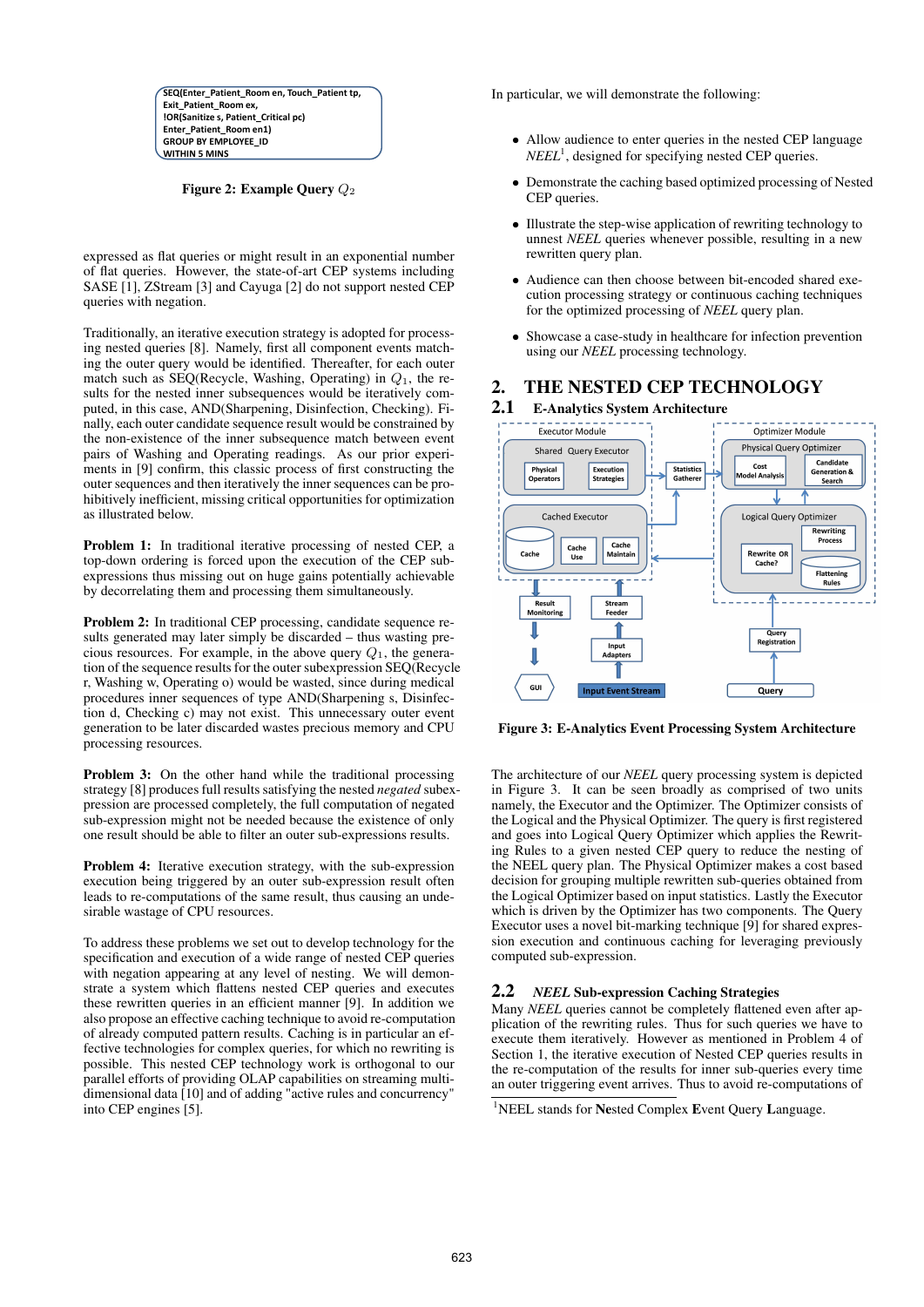```
SEQ(Enter_Patient_Room en, Touch_Patient tp,
Exit_Patient_Room ex,
!OR(Sanitize s, Patient_Critical pc)
Enter_Patient_Room en1)
GROUP BY EMPLOYEE_ID
WITHIN 5 MINS
```

**Figure 2: Example Query $Q_2$**

expressed as flat queries or might result in an exponential number of flat queries. However, the state-of-the-art CEP systems including SASE [1], ZStream [3] and Cayuga [2] do not support nested CEP queries with negation.

Traditionally, an iterative execution strategy is adopted for processing nested queries [8]. Namely, first all component event matching the outer query would be identified. Thereafter, for each outer match such as SEQ(Recycle, Washing, Operating) in $Q_1$, the results for the nested inner subsequences would be iteratively computed, in this case, AND(Sharpening, Disinfection, Checking). Finally, each outer candidate sequence result would be constrained by the non-existence of the inner subsequence match between event pairs of Washing and Operating readings. As our prior experiments in [9] confirm, this classic process of first constructing the outer sequences and then iteratively the inner sequences can be prohibitively inefficient, missing critical opportunities for optimization as illustrated below.

**Problem 1:** In traditional iterative processing of nested CEP, a top-down ordering is forced upon the execution of the CEP subexpressions thus missing out on huge gains potentially achievable by decorrelating them and processing them simultaneously.

**Problem 2:** In traditional CEP processing, candidate sequence results generated may later simply be discarded – thus wasting precious resources. For example, in the above query $Q_1$, the generation of the sequence results for the outer subexpression SEQ(Recycle r, Washing w, Operating o) would be wasted, since during medical procedures inner sequences of type AND(Sharpening s, Disinfection d, Checking c) may not exist. This unnecessary outer event generation to be later discarded wastes precious memory and CPU processing resources.

**Problem 3:** On the other hand while the traditional processing strategy [8] produces full results satisfying the nested *negated* subexpression are processed completely, the full computation of negated sub-expression might not be needed because the existence of only one result should be able to filter an outer sub-expressions results.

**Problem 4:** Iterative execution strategy, with the sub-expression execution being triggered by an outer sub-expression result often leads to re-computations of the same result, thus causing an undesirable wastage of CPU resources.

To address these problems we set out to develop technology for the specification and execution of a wide range of nested CEP queries with negation appearing at any level of nesting. We will demonstrate a system which flattens nested CEP queries and executes these rewritten queries in an efficient manner [9]. In addition we also propose an effective caching technique to avoid re-computation of already computed pattern results. Caching is in particular an effective technologies for complex queries, for which no rewriting is possible. This nested CEP technology work is orthogonal to our parallel efforts of providing OLAP capabilities on streaming multi-dimensional data [10] and of adding "active rules and concurrency" into CEP engines [5].

In particular, we will demonstrate the following:

- Allow audience to enter queries in the nested CEP language *NEEL*[1], designed for specifying nested CEP queries.
- Demonstrate the caching based optimized processing of Nested CEP queries.
- Illustrate the step-wise application of rewriting technology to unnest *NEEL* queries whenever possible, resulting in a new rewritten query plan.
- Audience can then choose between bit-encoded shared execution processing strategy or continuous caching techniques for the optimized processing of *NEEL* query plan.
- Showcase a case-study in healthcare for infection prevention using our *NEEL* processing technology.

## 2. THE NESTED CEP TECHNOLOGY

### 2.1 E-Analytics System Architecture

**Figure 3: E-Analytics Event Processing System Architecture**

The architecture of our *NEEL* query processing system is depicted in Figure 3. It can be seen broadly as comprised of two units namely, the Executor and the Optimizer. The Optimizer consists of the Logical and the Physical Optimizer. The query is first registered and goes into Logical Query Optimizer which applies the Rewriting Rules to a given nested CEP query to reduce the nesting of the NEEL query plan. The Physical Optimizer makes a cost based decision for grouping multiple rewritten sub-queries obtained from the Logical Optimizer based on input statistics. Lastly the Executor which is driven by the Optimizer has two components. The Query Executor uses a novel bit-marking technique [9] for shared expression execution and continuous caching for leveraging previously computed sub-expression.

### 2.2 *NEEL* Sub-expression Caching Strategies

Many *NEEL* queries cannot be completely flattened even after application of the rewriting rules. Thus for such queries we have to execute them iteratively. However as mentioned in Problem 4 of Section 1, the iterative execution of Nested CEP queries results in the re-computation of the results for inner sub-queries every time an outer triggering event arrives. Thus to avoid re-computations of

[1] NEEL stands for **Ne**sted Complex **E**vent Query **L**anguage.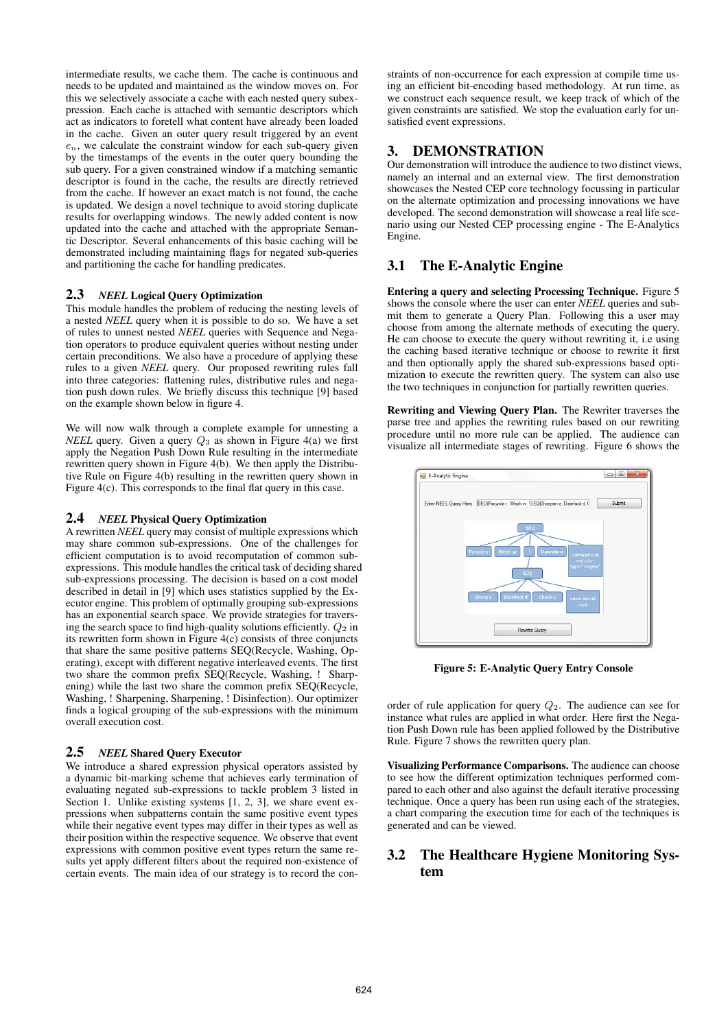intermediate results, we cache them. The cache is continuous and needs to be updated and maintained as the window moves on. For this we selectively associate a cache with each nested query subexpression. Each cache is attached with semantic descriptors which act as indicators to foretell what content have already been loaded in the cache. Given an outer query result triggered by an event $e_n$, we calculate the constraint window for each sub-query given by the timestamps of the events in the outer query bounding the sub query. For a given constrained window if a matching semantic descriptor is found in the cache, the results are directly retrieved from the cache. If however an exact match is not found, the cache is updated. We design a novel technique to avoid storing duplicate results for overlapping windows. The newly added content is now updated into the cache and attached with the appropriate Semantic Descriptor. Several enhancements of this basic caching will be demonstrated including maintaining flags for negated sub-queries and partitioning the cache for handling predicates.

### 2.3 *NEEL* Logical Query Optimization

This module handles the problem of reducing the nesting levels of a nested *NEEL* query when it is possible to do so. We have a set of rules to unnest nested *NEEL* queries with Sequence and Negation operators to produce equivalent queries without nesting under certain preconditions. We also have a procedure of applying these rules to a given *NEEL* query. Our proposed rewriting rules fall into three categories: flattening rules, distributive rules and negation push down rules. We briefly discuss this technique [9] based on the example shown below in figure 4.

We will now walk through a complete example for unnesting a *NEEL* query. Given a query $Q_3$ as shown in Figure 4(a) we first apply the Negation Push Down Rule resulting in the intermediate rewritten query shown in Figure 4(b). We then apply the Distributive Rule on Figure 4(b) resulting in the rewritten query shown in Figure 4(c). This corresponds to the final flat query in this case.

### 2.4 *NEEL* Physical Query Optimization

A rewritten *NEEL* query may consist of multiple expressions which may share common sub-expressions. One of the challenges for efficient computation is to avoid recomputation of common sub-expressions. This module handles the critical task of deciding shared sub-expressions processing. The decision is based on a cost model described in detail in [9] which uses statistics supplied by the Executor engine. This problem of optimally grouping sub-expressions has an exponential search space. We provide strategies for traversing the search space to find high-quality solutions efficiently. $Q_2$ in its rewritten form shown in Figure 4(c) consists of three conjuncts that share the same positive patterns SEQ(Recycle, Washing, Operating), except with different negative interleaved events. The first two share the common prefix SEQ(Recycle, Washing, ! Sharpening) while the last two share the common prefix SEQ(Recycle, Washing, ! Sharpening, Sharpening, ! Disinfection). Our optimizer finds a logical grouping of the sub-expressions with the minimum overall execution cost.

### 2.5 *NEEL* Shared Query Executor

We introduce a shared expression physical operators assisted by a dynamic bit-marking scheme that achieves early termination of evaluating negated sub-expressions to tackle problem 3 listed in Section 1. Unlike existing systems [1, 2, 3], we share event expressions when subpatterns contain the same positive event types while their negative event types may differ in their types as well as their position within the respective sequence. We observe that event expressions with common positive event types return the same results yet apply different filters about the required non-existence of certain events. The main idea of our strategy is to record the constraints of non-occurrence for each expression at compile time using an efficient bit-encoding based methodology. At run time, as we construct each sequence result, we keep track of which of the given constraints are satisfied. We stop the evaluation early for unsatisfied event expressions.

## 3. DEMONSTRATION

Our demonstration will introduce the audience to two distinct views, namely an internal and an external view. The first demonstration showcases the Nested CEP core technology focussing in particular on the alternate optimization and processing innovations we have developed. The second demonstration will showcase a real life scenario using our Nested CEP processing engine - The E-Analytics Engine.

### 3.1 The E-Analytic Engine

**Entering a query and selecting Processing Technique.** Figure 5 shows the console where the user can enter *NEEL* queries and submit them to generate a Query Plan. Following this a user may choose from among the alternate methods of executing the query. He can choose to execute the query without rewriting it, i.e using the caching based iterative technique or choose to rewrite it first and then optionally apply the shared sub-expressions based optimization to execute the rewritten query. The system can also use the two techniques in conjunction for partially rewritten queries.

**Rewriting and Viewing Query Plan.** The Rewriter traverses the parse tree and applies the rewriting rules based on our rewriting procedure until no more rule can be applied. The audience can visualize all intermediate stages of rewriting. Figure 6 shows the order of rule application for query $Q_2$. The audience can see for instance what rules are applied in what order. Here first the Negation Push Down rule has been applied followed by the Distributive Rule. Figure 7 shows the rewritten query plan.

**Figure 5: E-Analytic Query Entry Console**

**Visualizing Performance Comparisons.** The audience can choose to see how the different optimization techniques performed compared to each other and also against the default iterative processing technique. Once a query has been run using each of the strategies, a chart comparing the execution time for each of the techniques is generated and can be viewed.

### 3.2 The Healthcare Hygiene Monitoring System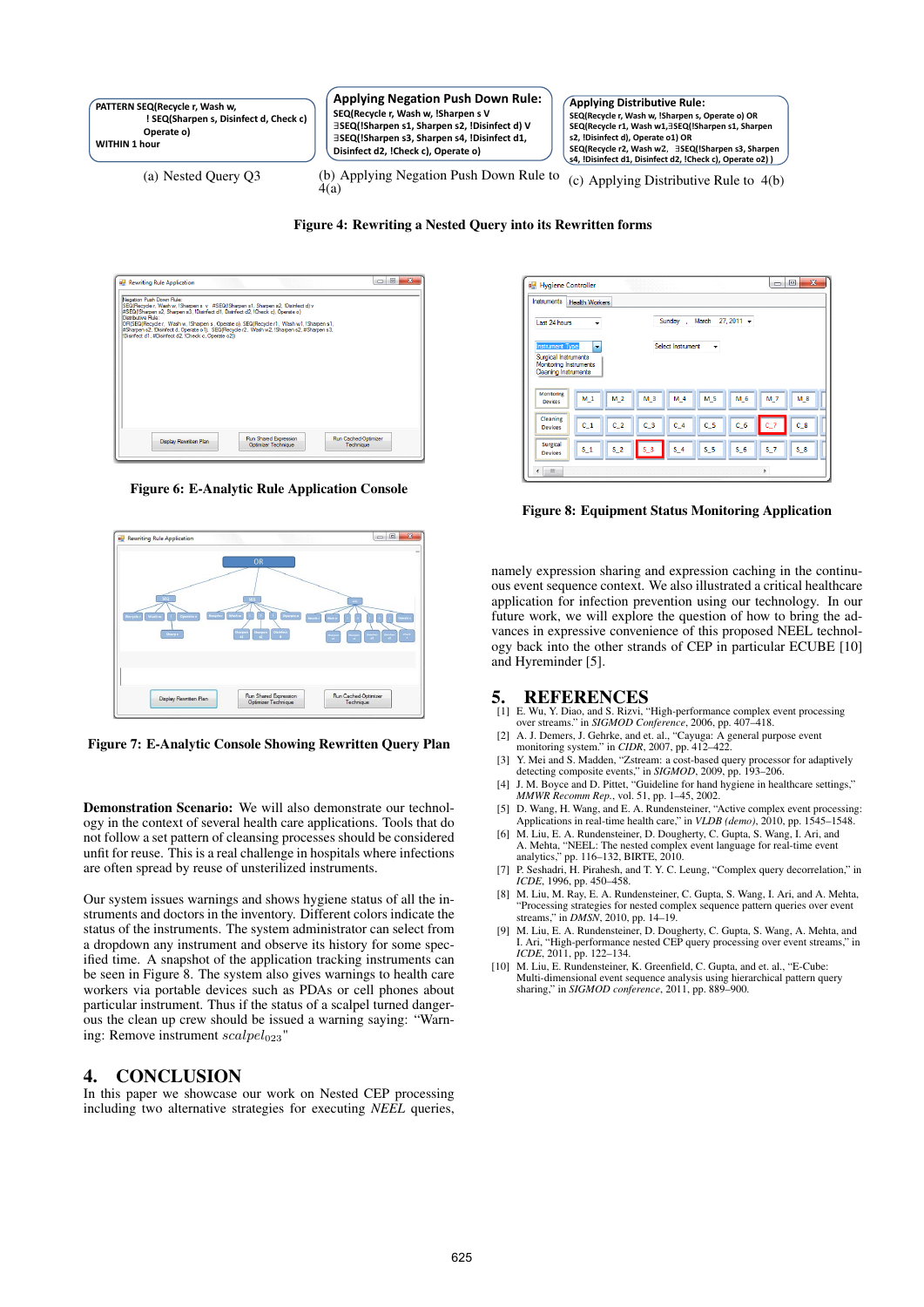PATTERN SEQ(Recycle r, Wash w,
! SEQ(Sharpen s, Disinfect d, Check c)
Operate o)
WITHIN 1 hour

(a) Nested Query Q3

Applying Negation Push Down Rule:
SEQ(Recycle r, Wash w, !Sharpen s V
∃SEQ(!Sharpen s1, Sharpen s2, !Disinfect d) V
∃SEQ(!Sharpen s3, Sharpen s4, !Disinfect d1,
Disinfect d2, !Check c), Operate o)

(b) Applying Negation Push Down Rule to 4(a)

Applying Distributive Rule:
SEQ(Recycle r, Wash w, !Sharpen s, Operate o) OR
SEQ(Recycle r1, Wash w1,∃SEQ(!Sharpen s1, Sharpen s2, !Disinfect d), Operate o1) OR
SEQ(Recycle r2, Wash w2, ∃SEQ(!Sharpen s3, Sharpen s4, !Disinfect d1, Disinfect d2, !Check c), Operate o2) )

(c) Applying Distributive Rule to 4(b)

**Figure 4: Rewriting a Nested Query into its Rewritten forms**

**Figure 6: E-Analytic Rule Application Console**

**Figure 7: E-Analytic Console Showing Rewritten Query Plan**

**Demonstration Scenario:** We will also demonstrate our technology in the context of several health care applications. Tools that do not follow a set pattern of cleansing processes should be considered unfit for reuse. This is a real challenge in hospitals where infections are often spread by reuse of unsterilized instruments.

Our system issues warnings and shows hygiene status of all the instruments and doctors in the inventory. Different colors indicate the status of the instruments. The system administrator can select from a dropdown any instrument and observe its history for some specified time. A snapshot of the application tracking instruments can be seen in Figure 8. The system also gives warnings to health care workers via portable devices such as PDAs or cell phones about particular instrument. Thus if the status of a scalpel turned dangerous the clean up crew should be issued a warning saying: "Warning: Remove instrument $scalpel_{023}$"

## 4. CONCLUSION

In this paper we showcase our work on Nested CEP processing including two alternative strategies for executing *NEEL* queries, namely expression sharing and expression caching in the continuous event sequence context. We also illustrated a critical healthcare application for infection prevention using our technology. In our future work, we will explore the question of how to bring the advances in expressive convenience of this proposed NEEL technology back into the other strands of CEP in particular ECUBE [10] and Hyreminder [5].

**Figure 8: Equipment Status Monitoring Application**

## 5. REFERENCES

[1] E. Wu, Y. Diao, and S. Rizvi, "High-performance complex event processing over streams." in *SIGMOD Conference*, 2006, pp. 407–418.

[2] A. J. Demers, J. Gehrke, and et. al., "Cayuga: A general purpose event monitoring system." in *CIDR*, 2007, pp. 412–422.

[3] Y. Mei and S. Madden, "Zstream: a cost-based query processor for adaptively detecting composite events," in *SIGMOD*, 2009, pp. 193–206.

[4] J. M. Boyce and D. Pittet, "Guideline for hand hygiene in healthcare settings," *MMWR Recomm Rep.*, vol. 51, pp. 1–45, 2002.

[5] D. Wang, H. Wang, and E. A. Rundensteiner, "Active complex event processing: Applications in real-time health care," in *VLDB (demo)*, 2010, pp. 1545–1548.

[6] M. Liu, E. A. Rundensteiner, D. Dougherty, C. Gupta, S. Wang, I. Ari, and A. Mehta, "NEEL: The nested complex event language for real-time event analytics," pp. 116–132, BIRTE, 2010.

[7] P. Seshadri, H. Pirahesh, and T. Y. C. Leung, "Complex query decorrelation," in *ICDE*, 1996, pp. 450–458.

[8] M. Liu, M. Ray, E. A. Rundensteiner, C. Gupta, S. Wang, I. Ari, and A. Mehta, "Processing strategies for nested complex sequence pattern queries over event streams," in *DMSN*, 2010, pp. 14–19.

[9] M. Liu, E. A. Rundensteiner, D. Dougherty, C. Gupta, S. Wang, A. Mehta, and I. Ari, "High-performance nested CEP query processing over event streams," in *ICDE*, 2011, pp. 122–134.

[10] M. Liu, E. Rundensteiner, K. Greenfield, C. Gupta, and et. al., "E-Cube: Multi-dimensional event sequence analysis using hierarchical pattern query sharing," in *SIGMOD conference*, 2011, pp. 889–900.